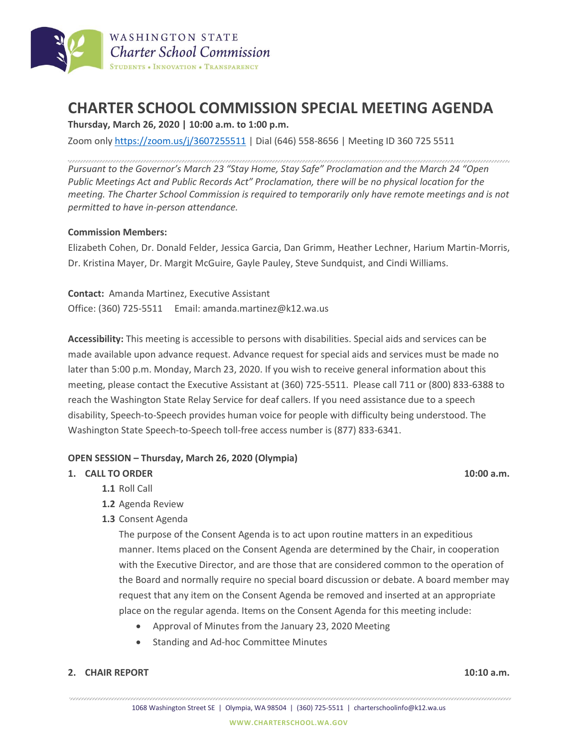WASHINGTON STATE
*Charter School Commission*
STUDENTS • INNOVATION • TRANSPARENCY

# CHARTER SCHOOL COMMISSION SPECIAL MEETING AGENDA

**Thursday, March 26, 2020 | 10:00 a.m. to 1:00 p.m.**

Zoom only https://zoom.us/j/3607255511 | Dial (646) 558-8656 | Meeting ID 360 725 5511

*Pursuant to the Governor's March 23 "Stay Home, Stay Safe" Proclamation and the March 24 "Open Public Meetings Act and Public Records Act" Proclamation, there will be no physical location for the meeting. The Charter School Commission is required to temporarily only have remote meetings and is not permitted to have in-person attendance.*

**Commission Members:**

Elizabeth Cohen, Dr. Donald Felder, Jessica Garcia, Dan Grimm, Heather Lechner, Harium Martin-Morris, Dr. Kristina Mayer, Dr. Margit McGuire, Gayle Pauley, Steve Sundquist, and Cindi Williams.

**Contact:** Amanda Martinez, Executive Assistant
Office: (360) 725-5511 Email: amanda.martinez@k12.wa.us

**Accessibility:** This meeting is accessible to persons with disabilities. Special aids and services can be made available upon advance request. Advance request for special aids and services must be made no later than 5:00 p.m. Monday, March 23, 2020. If you wish to receive general information about this meeting, please contact the Executive Assistant at (360) 725-5511. Please call 711 or (800) 833-6388 to reach the Washington State Relay Service for deaf callers. If you need assistance due to a speech disability, Speech-to-Speech provides human voice for people with difficulty being understood. The Washington State Speech-to-Speech toll-free access number is (877) 833-6341.

**OPEN SESSION – Thursday, March 26, 2020 (Olympia)**

1. **CALL TO ORDER** **10:00 a.m.**
   - **1.1** Roll Call
   - **1.2** Agenda Review
   - **1.3** Consent Agenda

     The purpose of the Consent Agenda is to act upon routine matters in an expeditious manner. Items placed on the Consent Agenda are determined by the Chair, in cooperation with the Executive Director, and are those that are considered common to the operation of the Board and normally require no special board discussion or debate. A board member may request that any item on the Consent Agenda be removed and inserted at an appropriate place on the regular agenda. Items on the Consent Agenda for this meeting include:
     - Approval of Minutes from the January 23, 2020 Meeting
     - Standing and Ad-hoc Committee Minutes

2. **CHAIR REPORT** **10:10 a.m.**

1068 Washington Street SE | Olympia, WA 98504 | (360) 725-5511 | charterschoolinfo@k12.wa.us

WWW.CHARTERSCHOOL.WA.GOV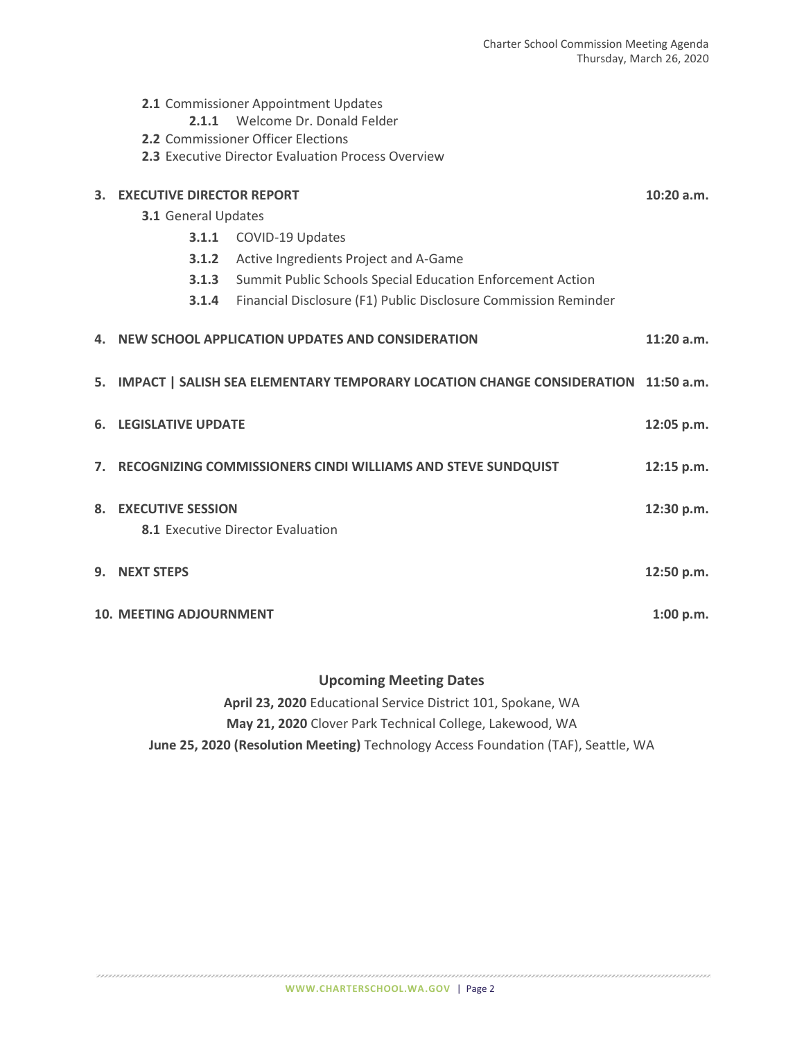- **2.1** Commissioner Appointment Updates
  - **2.1.1** Welcome Dr. Donald Felder
- **2.2** Commissioner Officer Elections
- **2.3** Executive Director Evaluation Process Overview

**3. EXECUTIVE DIRECTOR REPORT** **10:20 a.m.**

- **3.1** General Updates
  - **3.1.1** COVID-19 Updates
  - **3.1.2** Active Ingredients Project and A-Game
  - **3.1.3** Summit Public Schools Special Education Enforcement Action
  - **3.1.4** Financial Disclosure (F1) Public Disclosure Commission Reminder

**4. NEW SCHOOL APPLICATION UPDATES AND CONSIDERATION** **11:20 a.m.**

**5. IMPACT | SALISH SEA ELEMENTARY TEMPORARY LOCATION CHANGE CONSIDERATION** **11:50 a.m.**

**6. LEGISLATIVE UPDATE** **12:05 p.m.**

**7. RECOGNIZING COMMISSIONERS CINDI WILLIAMS AND STEVE SUNDQUIST** **12:15 p.m.**

**8. EXECUTIVE SESSION** **12:30 p.m.**

- **8.1** Executive Director Evaluation

**9. NEXT STEPS** **12:50 p.m.**

**10. MEETING ADJOURNMENT** **1:00 p.m.**

## Upcoming Meeting Dates

**April 23, 2020** Educational Service District 101, Spokane, WA

**May 21, 2020** Clover Park Technical College, Lakewood, WA

**June 25, 2020 (Resolution Meeting)** Technology Access Foundation (TAF), Seattle, WA